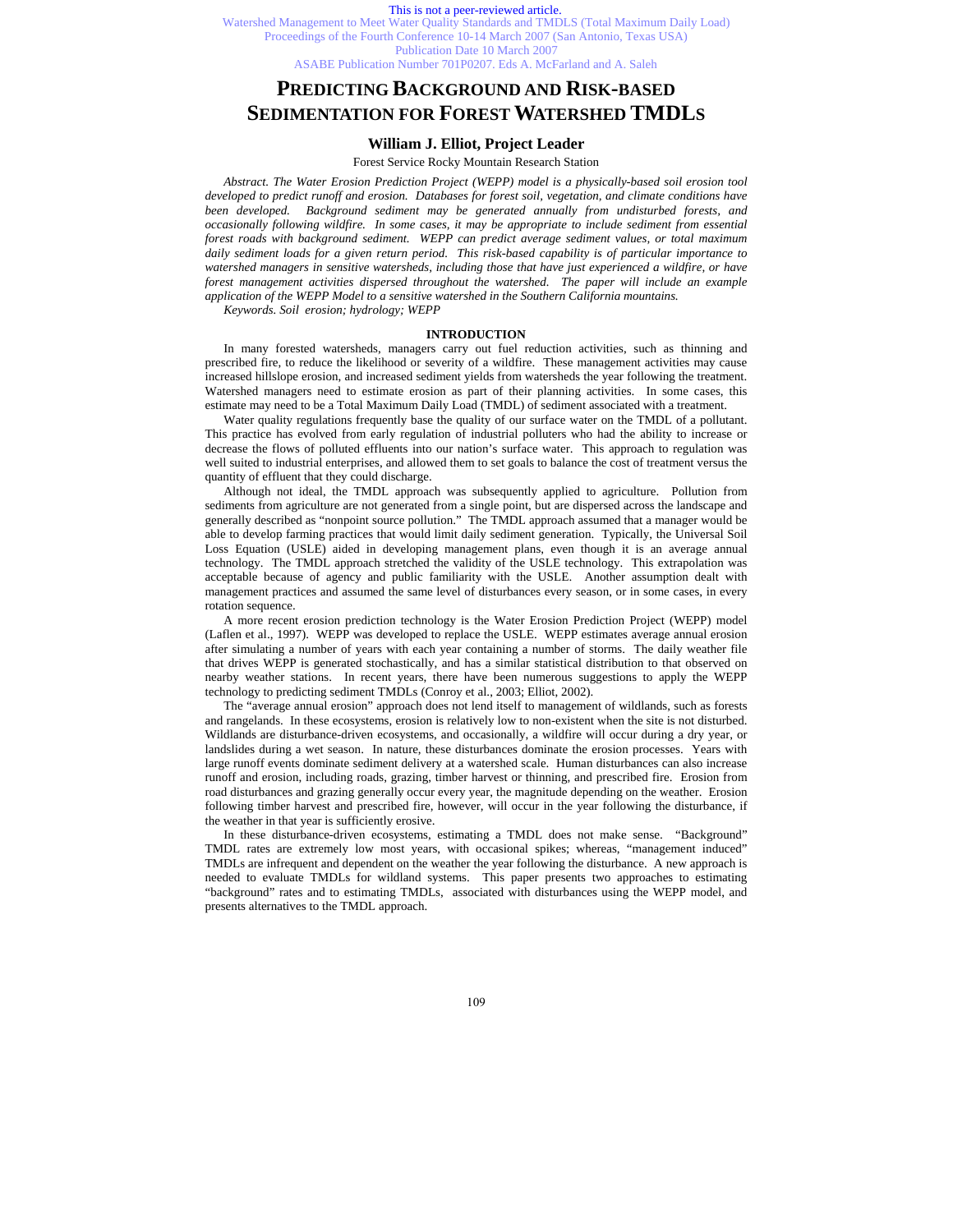This is not a peer-reviewed article.
Watershed Management to Meet Water Quality Standards and TMDLS (Total Maximum Daily Load)
Proceedings of the Fourth Conference 10-14 March 2007 (San Antonio, Texas USA)
Publication Date 10 March 2007
ASABE Publication Number 701P0207. Eds A. McFarland and A. Saleh

# PREDICTING BACKGROUND AND RISK-BASED SEDIMENTATION FOR FOREST WATERSHED TMDLS

**William J. Elliot, Project Leader**

Forest Service Rocky Mountain Research Station

*Abstract. The Water Erosion Prediction Project (WEPP) model is a physically-based soil erosion tool developed to predict runoff and erosion. Databases for forest soil, vegetation, and climate conditions have been developed. Background sediment may be generated annually from undisturbed forests, and occasionally following wildfire. In some cases, it may be appropriate to include sediment from essential forest roads with background sediment. WEPP can predict average sediment values, or total maximum daily sediment loads for a given return period. This risk-based capability is of particular importance to watershed managers in sensitive watersheds, including those that have just experienced a wildfire, or have forest management activities dispersed throughout the watershed. The paper will include an example application of the WEPP Model to a sensitive watershed in the Southern California mountains.*

*Keywords. Soil erosion; hydrology; WEPP*

## INTRODUCTION

In many forested watersheds, managers carry out fuel reduction activities, such as thinning and prescribed fire, to reduce the likelihood or severity of a wildfire. These management activities may cause increased hillslope erosion, and increased sediment yields from watersheds the year following the treatment. Watershed managers need to estimate erosion as part of their planning activities. In some cases, this estimate may need to be a Total Maximum Daily Load (TMDL) of sediment associated with a treatment.

Water quality regulations frequently base the quality of our surface water on the TMDL of a pollutant. This practice has evolved from early regulation of industrial polluters who had the ability to increase or decrease the flows of polluted effluents into our nation's surface water. This approach to regulation was well suited to industrial enterprises, and allowed them to set goals to balance the cost of treatment versus the quantity of effluent that they could discharge.

Although not ideal, the TMDL approach was subsequently applied to agriculture. Pollution from sediments from agriculture are not generated from a single point, but are dispersed across the landscape and generally described as "nonpoint source pollution." The TMDL approach assumed that a manager would be able to develop farming practices that would limit daily sediment generation. Typically, the Universal Soil Loss Equation (USLE) aided in developing management plans, even though it is an average annual technology. The TMDL approach stretched the validity of the USLE technology. This extrapolation was acceptable because of agency and public familiarity with the USLE. Another assumption dealt with management practices and assumed the same level of disturbances every season, or in some cases, in every rotation sequence.

A more recent erosion prediction technology is the Water Erosion Prediction Project (WEPP) model (Laflen et al., 1997). WEPP was developed to replace the USLE. WEPP estimates average annual erosion after simulating a number of years with each year containing a number of storms. The daily weather file that drives WEPP is generated stochastically, and has a similar statistical distribution to that observed on nearby weather stations. In recent years, there have been numerous suggestions to apply the WEPP technology to predicting sediment TMDLs (Conroy et al., 2003; Elliot, 2002).

The "average annual erosion" approach does not lend itself to management of wildlands, such as forests and rangelands. In these ecosystems, erosion is relatively low to non-existent when the site is not disturbed. Wildlands are disturbance-driven ecosystems, and occasionally, a wildfire will occur during a dry year, or landslides during a wet season. In nature, these disturbances dominate the erosion processes. Years with large runoff events dominate sediment delivery at a watershed scale. Human disturbances can also increase runoff and erosion, including roads, grazing, timber harvest or thinning, and prescribed fire. Erosion from road disturbances and grazing generally occur every year, the magnitude depending on the weather. Erosion following timber harvest and prescribed fire, however, will occur in the year following the disturbance, if the weather in that year is sufficiently erosive.

In these disturbance-driven ecosystems, estimating a TMDL does not make sense. "Background" TMDL rates are extremely low most years, with occasional spikes; whereas, "management induced" TMDLs are infrequent and dependent on the weather the year following the disturbance. A new approach is needed to evaluate TMDLs for wildland systems. This paper presents two approaches to estimating "background" rates and to estimating TMDLs, associated with disturbances using the WEPP model, and presents alternatives to the TMDL approach.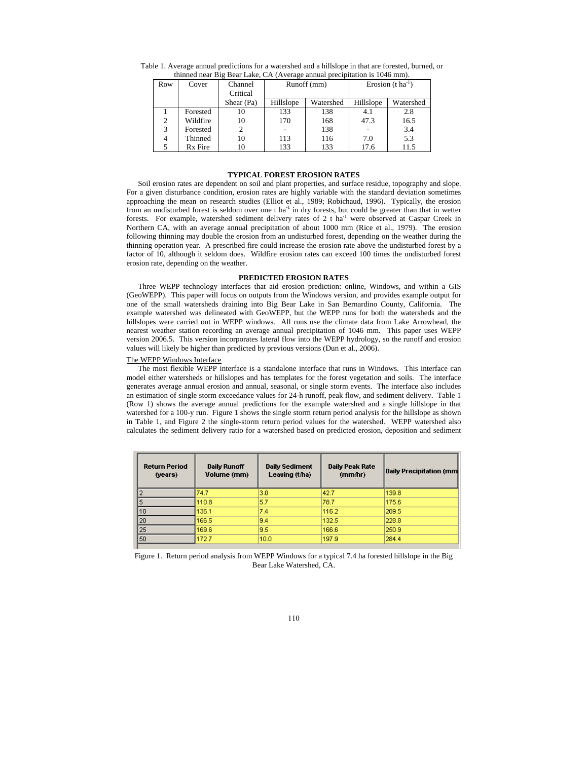Table 1. Average annual predictions for a watershed and a hillslope in that are forested, burned, or thinned near Big Bear Lake, CA (Average annual precipitation is 1046 mm).

| Row | Cover | Channel Critical Shear (Pa) | Runoff (mm) | | Erosion (t ha$^{-1}$) | |
|---|---|---|---|---|---|---|
| | | | Hillslope | Watershed | Hillslope | Watershed |
| 1 | Forested | 10 | 133 | 138 | 4.1 | 2.8 |
| 2 | Wildfire | 10 | 170 | 168 | 47.3 | 16.5 |
| 3 | Forested | 2 | - | 138 | - | 3.4 |
| 4 | Thinned | 10 | 113 | 116 | 7.0 | 5.3 |
| 5 | Rx Fire | 10 | 133 | 133 | 17.6 | 11.5 |

## TYPICAL FOREST EROSION RATES

Soil erosion rates are dependent on soil and plant properties, and surface residue, topography and slope. For a given disturbance condition, erosion rates are highly variable with the standard deviation sometimes approaching the mean on research studies (Elliot et al., 1989; Robichaud, 1996). Typically, the erosion from an undisturbed forest is seldom over one t ha$^{-1}$ in dry forests, but could be greater than that in wetter forests. For example, watershed sediment delivery rates of 2 t ha$^{-1}$ were observed at Caspar Creek in Northern CA, with an average annual precipitation of about 1000 mm (Rice et al., 1979). The erosion following thinning may double the erosion from an undisturbed forest, depending on the weather during the thinning operation year. A prescribed fire could increase the erosion rate above the undisturbed forest by a factor of 10, although it seldom does. Wildfire erosion rates can exceed 100 times the undisturbed forest erosion rate, depending on the weather.

## PREDICTED EROSION RATES

Three WEPP technology interfaces that aid erosion prediction: online, Windows, and within a GIS (GeoWEPP). This paper will focus on outputs from the Windows version, and provides example output for one of the small watersheds draining into Big Bear Lake in San Bernardino County, California. The example watershed was delineated with GeoWEPP, but the WEPP runs for both the watersheds and the hillslopes were carried out in WEPP windows. All runs use the climate data from Lake Arrowhead, the nearest weather station recording an average annual precipitation of 1046 mm. This paper uses WEPP version 2006.5. This version incorporates lateral flow into the WEPP hydrology, so the runoff and erosion values will likely be higher than predicted by previous versions (Dun et al., 2006).

### The WEPP Windows Interface

The most flexible WEPP interface is a standalone interface that runs in Windows. This interface can model either watersheds or hillslopes and has templates for the forest vegetation and soils. The interface generates average annual erosion and annual, seasonal, or single storm events. The interface also includes an estimation of single storm exceedance values for 24-h runoff, peak flow, and sediment delivery. Table 1 (Row 1) shows the average annual predictions for the example watershed and a single hillslope in that watershed for a 100-y run. Figure 1 shows the single storm return period analysis for the hillslope as shown in Table 1, and Figure 2 the single-storm return period values for the watershed. WEPP watershed also calculates the sediment delivery ratio for a watershed based on predicted erosion, deposition and sediment

| Return Period (years) | Daily Runoff Volume (mm) | Daily Sediment Leaving (t/ha) | Daily Peak Rate (mm/hr) | Daily Precipitation (mm |
|---|---|---|---|---|
| 2 | 74.7 | 3.0 | 42.7 | 139.8 |
| 5 | 110.8 | 5.7 | 78.7 | 175.6 |
| 10 | 136.1 | 7.4 | 116.2 | 209.5 |
| 20 | 166.5 | 9.4 | 132.5 | 228.8 |
| 25 | 169.6 | 9.5 | 166.6 | 250.9 |
| 50 | 172.7 | 10.0 | 197.9 | 284.4 |

Figure 1. Return period analysis from WEPP Windows for a typical 7.4 ha forested hillslope in the Big Bear Lake Watershed, CA.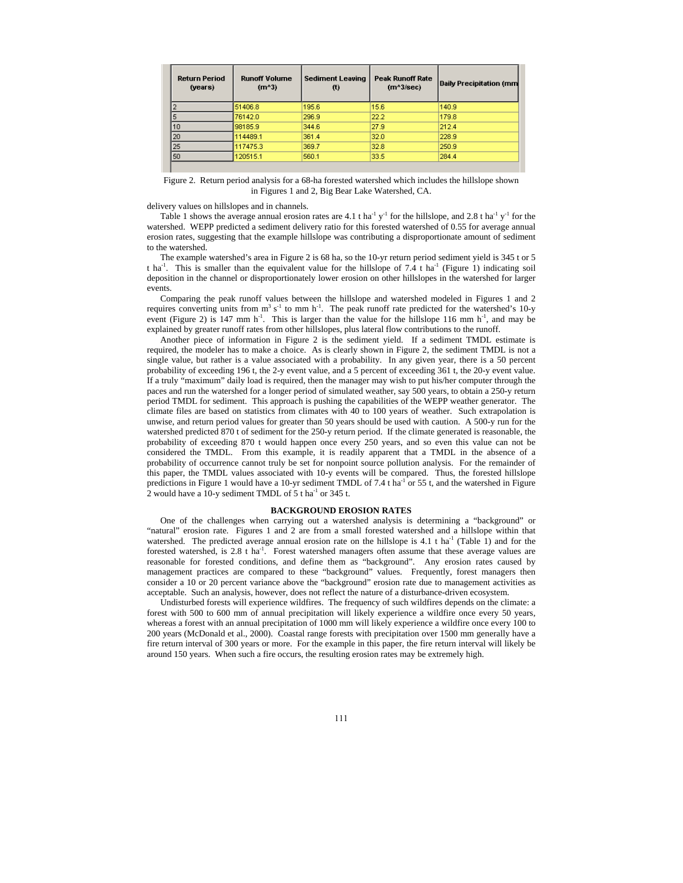| Return Period (years) | Runoff Volume (m^3) | Sediment Leaving (t) | Peak Runoff Rate (m^3/sec) | Daily Precipitation (mm |
|---|---|---|---|---|
| 2 | 51406.8 | 195.6 | 15.6 | 140.9 |
| 5 | 76142.0 | 296.9 | 22.2 | 179.8 |
| 10 | 98185.9 | 344.6 | 27.9 | 212.4 |
| 20 | 114489.1 | 361.4 | 32.0 | 228.9 |
| 25 | 117475.3 | 369.7 | 32.8 | 250.9 |
| 50 | 120515.1 | 560.1 | 33.5 | 284.4 |

Figure 2. Return period analysis for a 68-ha forested watershed which includes the hillslope shown in Figures 1 and 2, Big Bear Lake Watershed, CA.

delivery values on hillslopes and in channels.

Table 1 shows the average annual erosion rates are 4.1 t $ha^{-1}$ $y^{-1}$ for the hillslope, and 2.8 t $ha^{-1}$ $y^{-1}$ for the watershed. WEPP predicted a sediment delivery ratio for this forested watershed of 0.55 for average annual erosion rates, suggesting that the example hillslope was contributing a disproportionate amount of sediment to the watershed.

The example watershed's area in Figure 2 is 68 ha, so the 10-yr return period sediment yield is 345 t or 5 t $ha^{-1}$. This is smaller than the equivalent value for the hillslope of 7.4 t $ha^{-1}$ (Figure 1) indicating soil deposition in the channel or disproportionately lower erosion on other hillslopes in the watershed for larger events.

Comparing the peak runoff values between the hillslope and watershed modeled in Figures 1 and 2 requires converting units from $m^3$ $s^{-1}$ to mm $h^{-1}$. The peak runoff rate predicted for the watershed's 10-y event (Figure 2) is 147 mm $h^{-1}$. This is larger than the value for the hillslope 116 mm $h^{-1}$, and may be explained by greater runoff rates from other hillslopes, plus lateral flow contributions to the runoff.

Another piece of information in Figure 2 is the sediment yield. If a sediment TMDL estimate is required, the modeler has to make a choice. As is clearly shown in Figure 2, the sediment TMDL is not a single value, but rather is a value associated with a probability. In any given year, there is a 50 percent probability of exceeding 196 t, the 2-y event value, and a 5 percent of exceeding 361 t, the 20-y event value. If a truly "maximum" daily load is required, then the manager may wish to put his/her computer through the paces and run the watershed for a longer period of simulated weather, say 500 years, to obtain a 250-y return period TMDL for sediment. This approach is pushing the capabilities of the WEPP weather generator. The climate files are based on statistics from climates with 40 to 100 years of weather. Such extrapolation is unwise, and return period values for greater than 50 years should be used with caution. A 500-y run for the watershed predicted 870 t of sediment for the 250-y return period. If the climate generated is reasonable, the probability of exceeding 870 t would happen once every 250 years, and so even this value can not be considered the TMDL. From this example, it is readily apparent that a TMDL in the absence of a probability of occurrence cannot truly be set for nonpoint source pollution analysis. For the remainder of this paper, the TMDL values associated with 10-y events will be compared. Thus, the forested hillslope predictions in Figure 1 would have a 10-yr sediment TMDL of 7.4 t $ha^{-1}$ or 55 t, and the watershed in Figure 2 would have a 10-y sediment TMDL of 5 t $ha^{-1}$ or 345 t.

## BACKGROUND EROSION RATES

One of the challenges when carrying out a watershed analysis is determining a "background" or "natural" erosion rate. Figures 1 and 2 are from a small forested watershed and a hillslope within that watershed. The predicted average annual erosion rate on the hillslope is 4.1 t $ha^{-1}$ (Table 1) and for the forested watershed, is 2.8 t $ha^{-1}$. Forest watershed managers often assume that these average values are reasonable for forested conditions, and define them as "background". Any erosion rates caused by management practices are compared to these "background" values. Frequently, forest managers then consider a 10 or 20 percent variance above the "background" erosion rate due to management activities as acceptable. Such an analysis, however, does not reflect the nature of a disturbance-driven ecosystem.

Undisturbed forests will experience wildfires. The frequency of such wildfires depends on the climate: a forest with 500 to 600 mm of annual precipitation will likely experience a wildfire once every 50 years, whereas a forest with an annual precipitation of 1000 mm will likely experience a wildfire once every 100 to 200 years (McDonald et al., 2000). Coastal range forests with precipitation over 1500 mm generally have a fire return interval of 300 years or more. For the example in this paper, the fire return interval will likely be around 150 years. When such a fire occurs, the resulting erosion rates may be extremely high.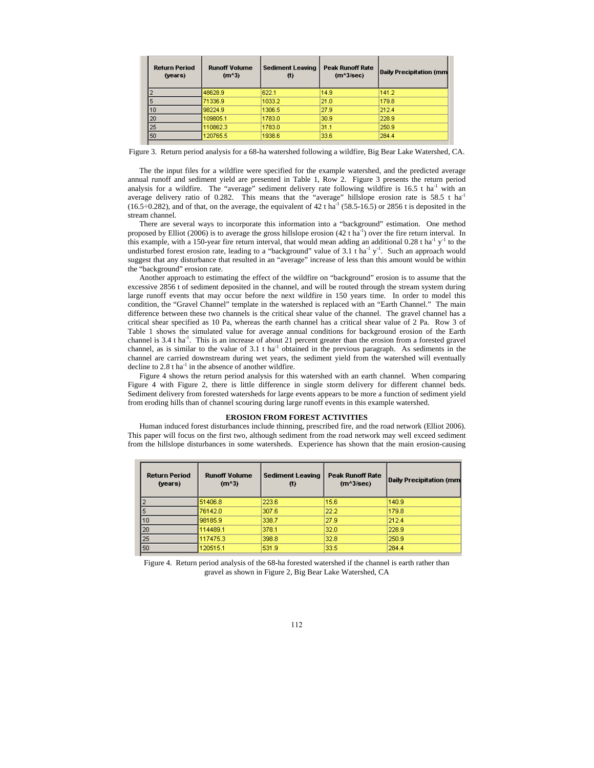| Return Period (years) | Runoff Volume (m^3) | Sediment Leaving (t) | Peak Runoff Rate (m^3/sec) | Daily Precipitation (mm |
|---|---|---|---|---|
| 2 | 48628.9 | 622.1 | 14.9 | 141.2 |
| 5 | 71336.9 | 1033.2 | 21.0 | 179.8 |
| 10 | 98224.9 | 1306.5 | 27.9 | 212.4 |
| 20 | 109805.1 | 1783.0 | 30.9 | 228.9 |
| 25 | 110862.3 | 1783.0 | 31.1 | 250.9 |
| 50 | 120765.5 | 1938.6 | 33.6 | 284.4 |

Figure 3. Return period analysis for a 68-ha watershed following a wildfire, Big Bear Lake Watershed, CA.

The the input files for a wildfire were specified for the example watershed, and the predicted average annual runoff and sediment yield are presented in Table 1, Row 2. Figure 3 presents the return period analysis for a wildfire. The "average" sediment delivery rate following wildfire is 16.5 t ha$^{-1}$ with an average delivery ratio of 0.282. This means that the "average" hillslope erosion rate is 58.5 t ha$^{-1}$ (16.5÷0.282), and of that, on the average, the equivalent of 42 t ha$^{-1}$ (58.5-16.5) or 2856 t is deposited in the stream channel.

There are several ways to incorporate this information into a "background" estimation. One method proposed by Elliot (2006) is to average the gross hillslope erosion (42 t ha$^{-1}$) over the fire return interval. In this example, with a 150-year fire return interval, that would mean adding an additional 0.28 t ha$^{-1}$ y$^{-1}$ to the undisturbed forest erosion rate, leading to a "background" value of 3.1 t ha$^{-1}$ y$^{-1}$. Such an approach would suggest that any disturbance that resulted in an "average" increase of less than this amount would be within the "background" erosion rate.

Another approach to estimating the effect of the wildfire on "background" erosion is to assume that the excessive 2856 t of sediment deposited in the channel, and will be routed through the stream system during large runoff events that may occur before the next wildfire in 150 years time. In order to model this condition, the "Gravel Channel" template in the watershed is replaced with an "Earth Channel." The main difference between these two channels is the critical shear value of the channel. The gravel channel has a critical shear specified as 10 Pa, whereas the earth channel has a critical shear value of 2 Pa. Row 3 of Table 1 shows the simulated value for average annual conditions for background erosion of the Earth channel is 3.4 t ha$^{-1}$. This is an increase of about 21 percent greater than the erosion from a forested gravel channel, as is similar to the value of 3.1 t ha$^{-1}$ obtained in the previous paragraph. As sediments in the channel are carried downstream during wet years, the sediment yield from the watershed will eventually decline to 2.8 t ha$^{-1}$ in the absence of another wildfire.

Figure 4 shows the return period analysis for this watershed with an earth channel. When comparing Figure 4 with Figure 2, there is little difference in single storm delivery for different channel beds. Sediment delivery from forested watersheds for large events appears to be more a function of sediment yield from eroding hills than of channel scouring during large runoff events in this example watershed.

## EROSION FROM FOREST ACTIVITIES

Human induced forest disturbances include thinning, prescribed fire, and the road network (Elliot 2006). This paper will focus on the first two, although sediment from the road network may well exceed sediment from the hillslope disturbances in some watersheds. Experience has shown that the main erosion-causing

| Return Period (years) | Runoff Volume (m^3) | Sediment Leaving (t) | Peak Runoff Rate (m^3/sec) | Daily Precipitation (mm |
|---|---|---|---|---|
| 2 | 51406.8 | 223.6 | 15.6 | 140.9 |
| 5 | 76142.0 | 307.6 | 22.2 | 179.8 |
| 10 | 98185.9 | 338.7 | 27.9 | 212.4 |
| 20 | 114489.1 | 378.1 | 32.0 | 228.9 |
| 25 | 117475.3 | 398.8 | 32.8 | 250.9 |
| 50 | 120515.1 | 531.9 | 33.5 | 284.4 |

Figure 4. Return period analysis of the 68-ha forested watershed if the channel is earth rather than gravel as shown in Figure 2, Big Bear Lake Watershed, CA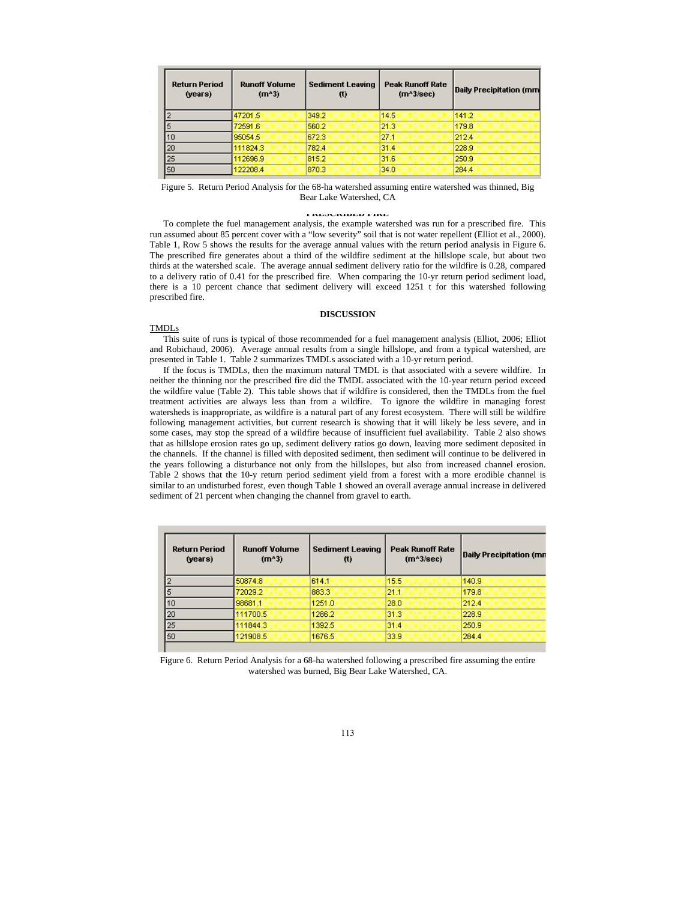| Return Period (years) | Runoff Volume (m^3) | Sediment Leaving (t) | Peak Runoff Rate (m^3/sec) | Daily Precipitation (mm |
|---|---|---|---|---|
| 2 | 47201.5 | 349.2 | 14.5 | 141.2 |
| 5 | 72591.6 | 560.2 | 21.3 | 179.8 |
| 10 | 95054.5 | 672.3 | 27.1 | 212.4 |
| 20 | 111824.3 | 782.4 | 31.4 | 228.9 |
| 25 | 112696.9 | 815.2 | 31.6 | 250.9 |
| 50 | 122208.4 | 870.3 | 34.0 | 284.4 |

Figure 5. Return Period Analysis for the 68-ha watershed assuming entire watershed was thinned, Big Bear Lake Watershed, CA

### PRESCRIBED FIRE

To complete the fuel management analysis, the example watershed was run for a prescribed fire. This run assumed about 85 percent cover with a "low severity" soil that is not water repellent (Elliot et al., 2000). Table 1, Row 5 shows the results for the average annual values with the return period analysis in Figure 6. The prescribed fire generates about a third of the wildfire sediment at the hillslope scale, but about two thirds at the watershed scale. The average annual sediment delivery ratio for the wildfire is 0.28, compared to a delivery ratio of 0.41 for the prescribed fire. When comparing the 10-yr return period sediment load, there is a 10 percent chance that sediment delivery will exceed 1251 t for this watershed following prescribed fire.

## DISCUSSION

TMDLs

This suite of runs is typical of those recommended for a fuel management analysis (Elliot, 2006; Elliot and Robichaud, 2006). Average annual results from a single hillslope, and from a typical watershed, are presented in Table 1. Table 2 summarizes TMDLs associated with a 10-yr return period.

If the focus is TMDLs, then the maximum natural TMDL is that associated with a severe wildfire. In neither the thinning nor the prescribed fire did the TMDL associated with the 10-year return period exceed the wildfire value (Table 2). This table shows that if wildfire is considered, then the TMDLs from the fuel treatment activities are always less than from a wildfire. To ignore the wildfire in managing forest watersheds is inappropriate, as wildfire is a natural part of any forest ecosystem. There will still be wildfire following management activities, but current research is showing that it will likely be less severe, and in some cases, may stop the spread of a wildfire because of insufficient fuel availability. Table 2 also shows that as hillslope erosion rates go up, sediment delivery ratios go down, leaving more sediment deposited in the channels. If the channel is filled with deposited sediment, then sediment will continue to be delivered in the years following a disturbance not only from the hillslopes, but also from increased channel erosion. Table 2 shows that the 10-y return period sediment yield from a forest with a more erodible channel is similar to an undisturbed forest, even though Table 1 showed an overall average annual increase in delivered sediment of 21 percent when changing the channel from gravel to earth.

| Return Period (years) | Runoff Volume (m^3) | Sediment Leaving (t) | Peak Runoff Rate (m^3/sec) | Daily Precipitation (mn |
|---|---|---|---|---|
| 2 | 50874.8 | 614.1 | 15.5 | 140.9 |
| 5 | 72029.2 | 883.3 | 21.1 | 179.8 |
| 10 | 98681.1 | 1251.0 | 28.0 | 212.4 |
| 20 | 111700.5 | 1286.2 | 31.3 | 228.9 |
| 25 | 111844.3 | 1392.5 | 31.4 | 250.9 |
| 50 | 121908.5 | 1676.5 | 33.9 | 284.4 |

Figure 6. Return Period Analysis for a 68-ha watershed following a prescribed fire assuming the entire watershed was burned, Big Bear Lake Watershed, CA.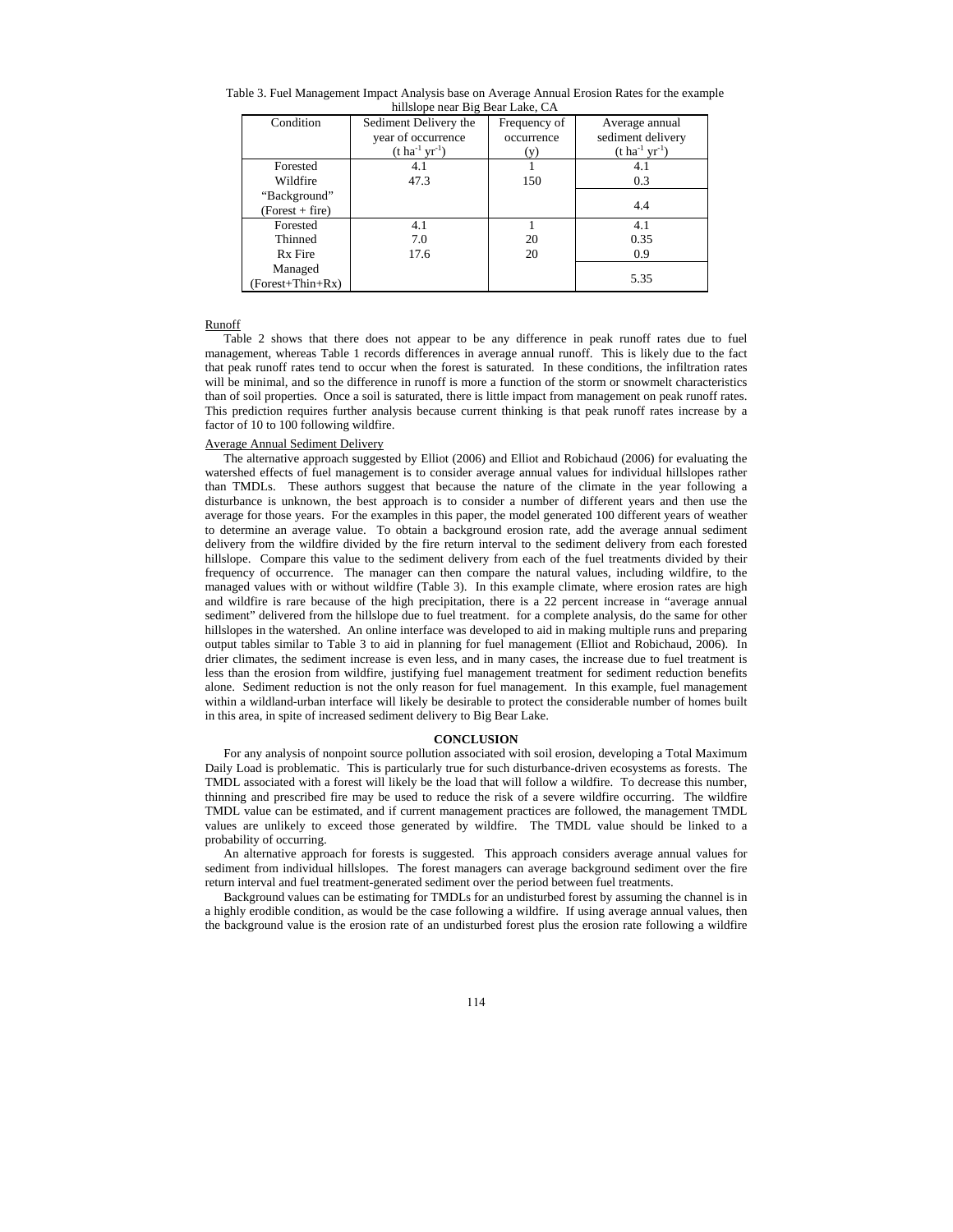Table 3. Fuel Management Impact Analysis base on Average Annual Erosion Rates for the example hillslope near Big Bear Lake, CA

| Condition | Sediment Delivery the year of occurrence ($t\ ha^{-1}\ yr^{-1}$) | Frequency of occurrence (y) | Average annual sediment delivery ($t\ ha^{-1}\ yr^{-1}$) |
|---|---|---|---|
| Forested | 4.1 | 1 | 4.1 |
| Wildfire | 47.3 | 150 | 0.3 |
| "Background" (Forest + fire) | | | 4.4 |
| Forested | 4.1 | 1 | 4.1 |
| Thinned | 7.0 | 20 | 0.35 |
| Rx Fire | 17.6 | 20 | 0.9 |
| Managed (Forest+Thin+Rx) | | | 5.35 |

Runoff

Table 2 shows that there does not appear to be any difference in peak runoff rates due to fuel management, whereas Table 1 records differences in average annual runoff. This is likely due to the fact that peak runoff rates tend to occur when the forest is saturated. In these conditions, the infiltration rates will be minimal, and so the difference in runoff is more a function of the storm or snowmelt characteristics than of soil properties. Once a soil is saturated, there is little impact from management on peak runoff rates. This prediction requires further analysis because current thinking is that peak runoff rates increase by a factor of 10 to 100 following wildfire.

Average Annual Sediment Delivery

The alternative approach suggested by Elliot (2006) and Elliot and Robichaud (2006) for evaluating the watershed effects of fuel management is to consider average annual values for individual hillslopes rather than TMDLs. These authors suggest that because the nature of the climate in the year following a disturbance is unknown, the best approach is to consider a number of different years and then use the average for those years. For the examples in this paper, the model generated 100 different years of weather to determine an average value. To obtain a background erosion rate, add the average annual sediment delivery from the wildfire divided by the fire return interval to the sediment delivery from each forested hillslope. Compare this value to the sediment delivery from each of the fuel treatments divided by their frequency of occurrence. The manager can then compare the natural values, including wildfire, to the managed values with or without wildfire (Table 3). In this example climate, where erosion rates are high and wildfire is rare because of the high precipitation, there is a 22 percent increase in "average annual sediment" delivered from the hillslope due to fuel treatment. for a complete analysis, do the same for other hillslopes in the watershed. An online interface was developed to aid in making multiple runs and preparing output tables similar to Table 3 to aid in planning for fuel management (Elliot and Robichaud, 2006). In drier climates, the sediment increase is even less, and in many cases, the increase due to fuel treatment is less than the erosion from wildfire, justifying fuel management treatment for sediment reduction benefits alone. Sediment reduction is not the only reason for fuel management. In this example, fuel management within a wildland-urban interface will likely be desirable to protect the considerable number of homes built in this area, in spite of increased sediment delivery to Big Bear Lake.

## CONCLUSION

For any analysis of nonpoint source pollution associated with soil erosion, developing a Total Maximum Daily Load is problematic. This is particularly true for such disturbance-driven ecosystems as forests. The TMDL associated with a forest will likely be the load that will follow a wildfire. To decrease this number, thinning and prescribed fire may be used to reduce the risk of a severe wildfire occurring. The wildfire TMDL value can be estimated, and if current management practices are followed, the management TMDL values are unlikely to exceed those generated by wildfire. The TMDL value should be linked to a probability of occurring.

An alternative approach for forests is suggested. This approach considers average annual values for sediment from individual hillslopes. The forest managers can average background sediment over the fire return interval and fuel treatment-generated sediment over the period between fuel treatments.

Background values can be estimating for TMDLs for an undisturbed forest by assuming the channel is in a highly erodible condition, as would be the case following a wildfire. If using average annual values, then the background value is the erosion rate of an undisturbed forest plus the erosion rate following a wildfire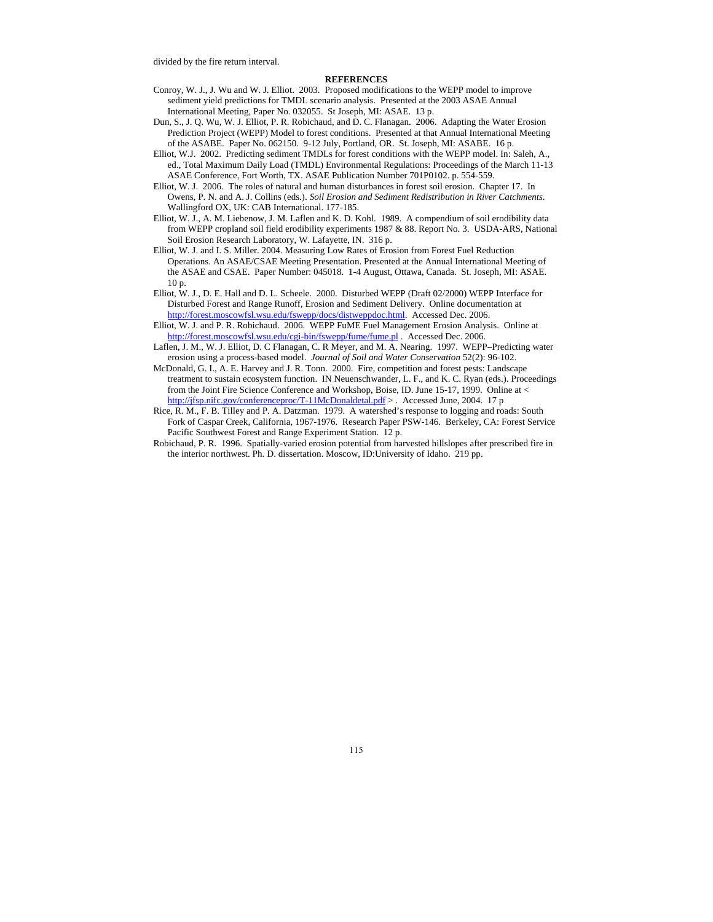divided by the fire return interval.

## REFERENCES

Conroy, W. J., J. Wu and W. J. Elliot. 2003. Proposed modifications to the WEPP model to improve sediment yield predictions for TMDL scenario analysis. Presented at the 2003 ASAE Annual International Meeting, Paper No. 032055. St Joseph, MI: ASAE. 13 p.

Dun, S., J. Q. Wu, W. J. Elliot, P. R. Robichaud, and D. C. Flanagan. 2006. Adapting the Water Erosion Prediction Project (WEPP) Model to forest conditions. Presented at that Annual International Meeting of the ASABE. Paper No. 062150. 9-12 July, Portland, OR. St. Joseph, MI: ASABE. 16 p.

Elliot, W.J. 2002. Predicting sediment TMDLs for forest conditions with the WEPP model. In: Saleh, A., ed., Total Maximum Daily Load (TMDL) Environmental Regulations: Proceedings of the March 11-13 ASAE Conference, Fort Worth, TX. ASAE Publication Number 701P0102. p. 554-559.

Elliot, W. J. 2006. The roles of natural and human disturbances in forest soil erosion. Chapter 17. In Owens, P. N. and A. J. Collins (eds.). *Soil Erosion and Sediment Redistribution in River Catchments*. Wallingford OX, UK: CAB International. 177-185.

Elliot, W. J., A. M. Liebenow, J. M. Laflen and K. D. Kohl. 1989. A compendium of soil erodibility data from WEPP cropland soil field erodibility experiments 1987 & 88. Report No. 3. USDA-ARS, National Soil Erosion Research Laboratory, W. Lafayette, IN. 316 p.

Elliot, W. J. and I. S. Miller. 2004. Measuring Low Rates of Erosion from Forest Fuel Reduction Operations. An ASAE/CSAE Meeting Presentation. Presented at the Annual International Meeting of the ASAE and CSAE. Paper Number: 045018. 1-4 August, Ottawa, Canada. St. Joseph, MI: ASAE. 10 p.

Elliot, W. J., D. E. Hall and D. L. Scheele. 2000. Disturbed WEPP (Draft 02/2000) WEPP Interface for Disturbed Forest and Range Runoff, Erosion and Sediment Delivery. Online documentation at http://forest.moscowfsl.wsu.edu/fswepp/docs/distweppdoc.html. Accessed Dec. 2006.

Elliot, W. J. and P. R. Robichaud. 2006. WEPP FuME Fuel Management Erosion Analysis. Online at http://forest.moscowfsl.wsu.edu/cgi-bin/fswepp/fume/fume.pl . Accessed Dec. 2006.

Laflen, J. M., W. J. Elliot, D. C Flanagan, C. R Meyer, and M. A. Nearing. 1997. WEPP–Predicting water erosion using a process-based model. *Journal of Soil and Water Conservation* 52(2): 96-102.

McDonald, G. I., A. E. Harvey and J. R. Tonn. 2000. Fire, competition and forest pests: Landscape treatment to sustain ecosystem function. IN Neuenschwander, L. F., and K. C. Ryan (eds.). Proceedings from the Joint Fire Science Conference and Workshop, Boise, ID. June 15-17, 1999. Online at < http://jfsp.nifc.gov/conferenceproc/T-11McDonaldetal.pdf > . Accessed June, 2004. 17 p

Rice, R. M., F. B. Tilley and P. A. Datzman. 1979. A watershed's response to logging and roads: South Fork of Caspar Creek, California, 1967-1976. Research Paper PSW-146. Berkeley, CA: Forest Service Pacific Southwest Forest and Range Experiment Station. 12 p.

Robichaud, P. R. 1996. Spatially-varied erosion potential from harvested hillslopes after prescribed fire in the interior northwest. Ph. D. dissertation. Moscow, ID:University of Idaho. 219 pp.